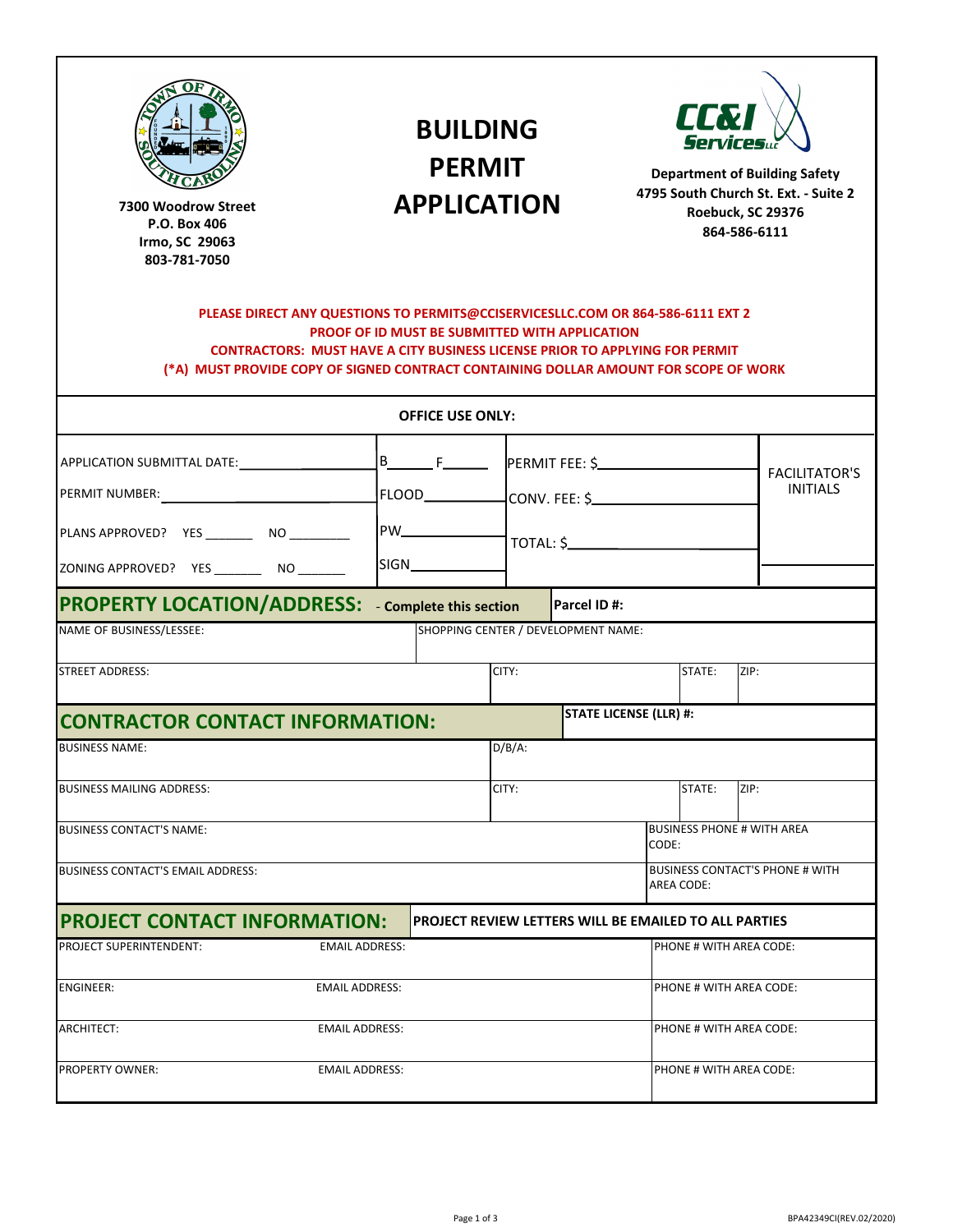7300 Woodrow Street
P.O. Box 406
Irmo, SC 29063
803-781-7050

# BUILDING PERMIT APPLICATION

CC&I Services LLC

**Department of Building Safety**
**4795 South Church St. Ext. - Suite 2**
**Roebuck, SC 29376**
**864-586-6111**

**PLEASE DIRECT ANY QUESTIONS TO PERMITS@CCISERVICESLLC.COM OR 864-586-6111 EXT 2**
**PROOF OF ID MUST BE SUBMITTED WITH APPLICATION**
**CONTRACTORS: MUST HAVE A CITY BUSINESS LICENSE PRIOR TO APPLYING FOR PERMIT**
**(*A) MUST PROVIDE COPY OF SIGNED CONTRACT CONTAINING DOLLAR AMOUNT FOR SCOPE OF WORK**

**OFFICE USE ONLY:**

| | | | |
|---|---|---|---|
| APPLICATION SUBMITTAL DATE:\_\_\_\_\_\_\_\_\_\_ | B\_\_\_\_\_ F\_\_\_\_\_ | PERMIT FEE: $\_\_\_\_\_\_\_\_\_\_ | FACILITATOR'S INITIALS |
| PERMIT NUMBER:\_\_\_\_\_\_\_\_\_\_ | FLOOD\_\_\_\_\_\_\_\_\_\_ | CONV. FEE: $\_\_\_\_\_\_\_\_\_\_ | |
| PLANS APPROVED? YES \_\_\_\_\_\_ NO \_\_\_\_\_\_ | PW\_\_\_\_\_\_\_\_\_\_ | TOTAL: $\_\_\_\_\_\_\_\_\_\_ | |
| ZONING APPROVED? YES \_\_\_\_\_\_ NO \_\_\_\_\_\_ | SIGN\_\_\_\_\_\_\_\_\_\_ | | |

## PROPERTY LOCATION/ADDRESS: - Complete this section

**Parcel ID #:**

| | | | |
|---|---|---|---|
| NAME OF BUSINESS/LESSEE: | SHOPPING CENTER / DEVELOPMENT NAME: | | |
| STREET ADDRESS: | CITY: | STATE: | ZIP: |

## CONTRACTOR CONTACT INFORMATION:

**STATE LICENSE (LLR) #:**

| | | | |
|---|---|---|---|
| BUSINESS NAME: | D/B/A: | | |
| BUSINESS MAILING ADDRESS: | CITY: | STATE: | ZIP: |
| BUSINESS CONTACT'S NAME: | | BUSINESS PHONE # WITH AREA CODE: | |
| BUSINESS CONTACT'S EMAIL ADDRESS: | | BUSINESS CONTACT'S PHONE # WITH AREA CODE: | |

## PROJECT CONTACT INFORMATION:

**PROJECT REVIEW LETTERS WILL BE EMAILED TO ALL PARTIES**

| | | |
|---|---|---|
| PROJECT SUPERINTENDENT: | EMAIL ADDRESS: | PHONE # WITH AREA CODE: |
| ENGINEER: | EMAIL ADDRESS: | PHONE # WITH AREA CODE: |
| ARCHITECT: | EMAIL ADDRESS: | PHONE # WITH AREA CODE: |
| PROPERTY OWNER: | EMAIL ADDRESS: | PHONE # WITH AREA CODE: |

BPA42349CI(REV.02/2020)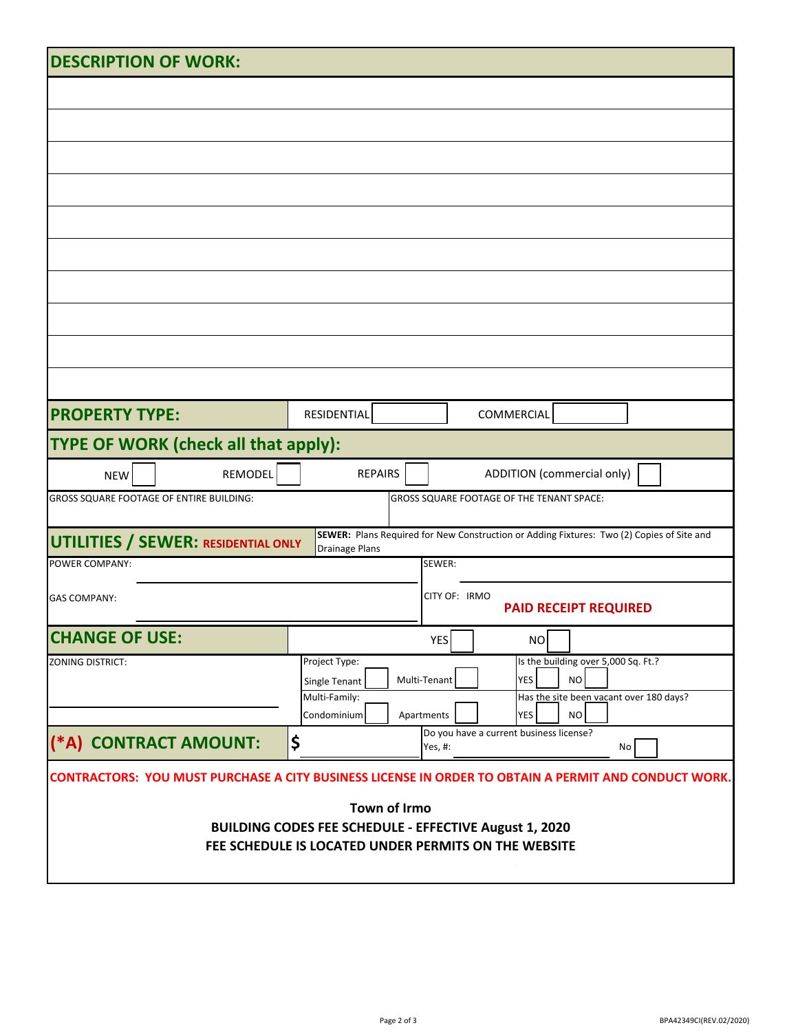## DESCRIPTION OF WORK:

## PROPERTY TYPE:

RESIDENTIAL ☐ COMMERCIAL ☐

## TYPE OF WORK (check all that apply):

NEW ☐ REMODEL ☐ REPAIRS ☐ ADDITION (commercial only) ☐

GROSS SQUARE FOOTAGE OF ENTIRE BUILDING:

GROSS SQUARE FOOTAGE OF THE TENANT SPACE:

## UTILITIES / SEWER: RESIDENTIAL ONLY

**SEWER:** Plans Required for New Construction or Adding Fixtures: Two (2) Copies of Site and Drainage Plans

POWER COMPANY: ______________________

SEWER: ______________________

GAS COMPANY: ______________________

CITY OF: IRMO

**PAID RECEIPT REQUIRED**

## CHANGE OF USE:

YES ☐ NO ☐

ZONING DISTRICT: ______________________

Project Type:
Single Tenant ☐ Multi-Tenant ☐

Multi-Family:
Condominium ☐ Apartments ☐

Is the building over 5,000 Sq. Ft.?
YES ☐ NO ☐

Has the site been vacant over 180 days?
YES ☐ NO ☐

## (*A) CONTRACT AMOUNT: $ ______________________

Do you have a current business license?
Yes, #: ______________________ No ☐

**CONTRACTORS: YOU MUST PURCHASE A CITY BUSINESS LICENSE IN ORDER TO OBTAIN A PERMIT AND CONDUCT WORK.**

**Town of Irmo**

**BUILDING CODES FEE SCHEDULE - EFFECTIVE August 1, 2020**

**FEE SCHEDULE IS LOCATED UNDER PERMITS ON THE WEBSITE**

BPA42349CI(REV.02/2020)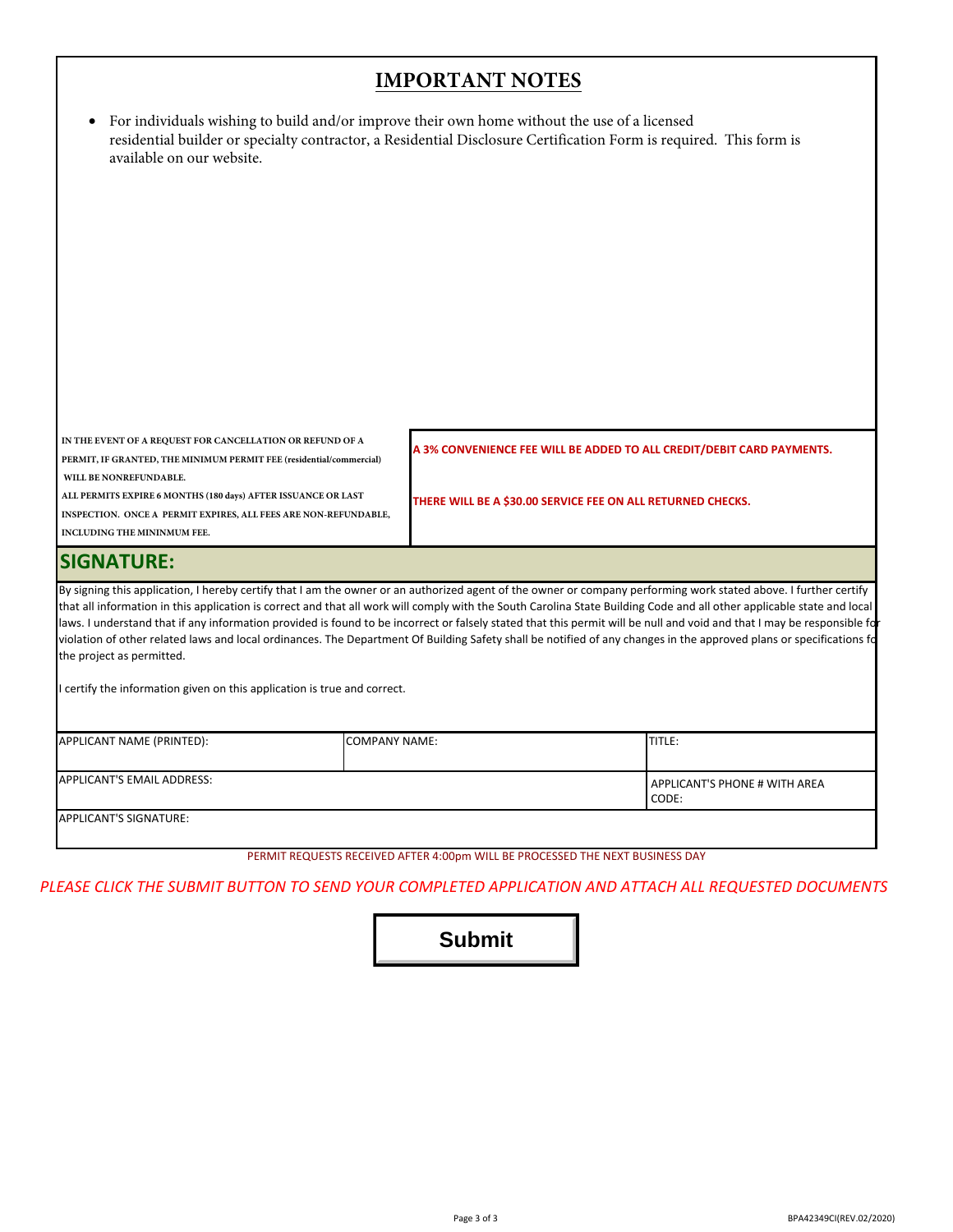## IMPORTANT NOTES

- For individuals wishing to build and/or improve their own home without the use of a licensed residential builder or specialty contractor, a Residential Disclosure Certification Form is required. This form is available on our website.

**IN THE EVENT OF A REQUEST FOR CANCELLATION OR REFUND OF A PERMIT, IF GRANTED, THE MINIMUM PERMIT FEE (residential/commercial) WILL BE NONREFUNDABLE.**

**ALL PERMITS EXPIRE 6 MONTHS (180 days) AFTER ISSUANCE OR LAST INSPECTION. ONCE A PERMIT EXPIRES, ALL FEES ARE NON-REFUNDABLE, INCLUDING THE MININMUM FEE.**

**A 3% CONVENIENCE FEE WILL BE ADDED TO ALL CREDIT/DEBIT CARD PAYMENTS.**

**THERE WILL BE A $30.00 SERVICE FEE ON ALL RETURNED CHECKS.**

## SIGNATURE:

By signing this application, I hereby certify that I am the owner or an authorized agent of the owner or company performing work stated above. I further certify that all information in this application is correct and that all work will comply with the South Carolina State Building Code and all other applicable state and local laws. I understand that if any information provided is found to be incorrect or falsely stated that this permit will be null and void and that I may be responsible for violation of other related laws and local ordinances. The Department Of Building Safety shall be notified of any changes in the approved plans or specifications for the project as permitted.

I certify the information given on this application is true and correct.

| | | |
|---|---|---|
| APPLICANT NAME (PRINTED): | COMPANY NAME: | TITLE: |
| APPLICANT'S EMAIL ADDRESS: | | APPLICANT'S PHONE # WITH AREA CODE: |
| APPLICANT'S SIGNATURE: | | |

PERMIT REQUESTS RECEIVED AFTER 4:00pm WILL BE PROCESSED THE NEXT BUSINESS DAY

*PLEASE CLICK THE SUBMIT BUTTON TO SEND YOUR COMPLETED APPLICATION AND ATTACH ALL REQUESTED DOCUMENTS*

**Submit**

BPA42349CI(REV.02/2020)